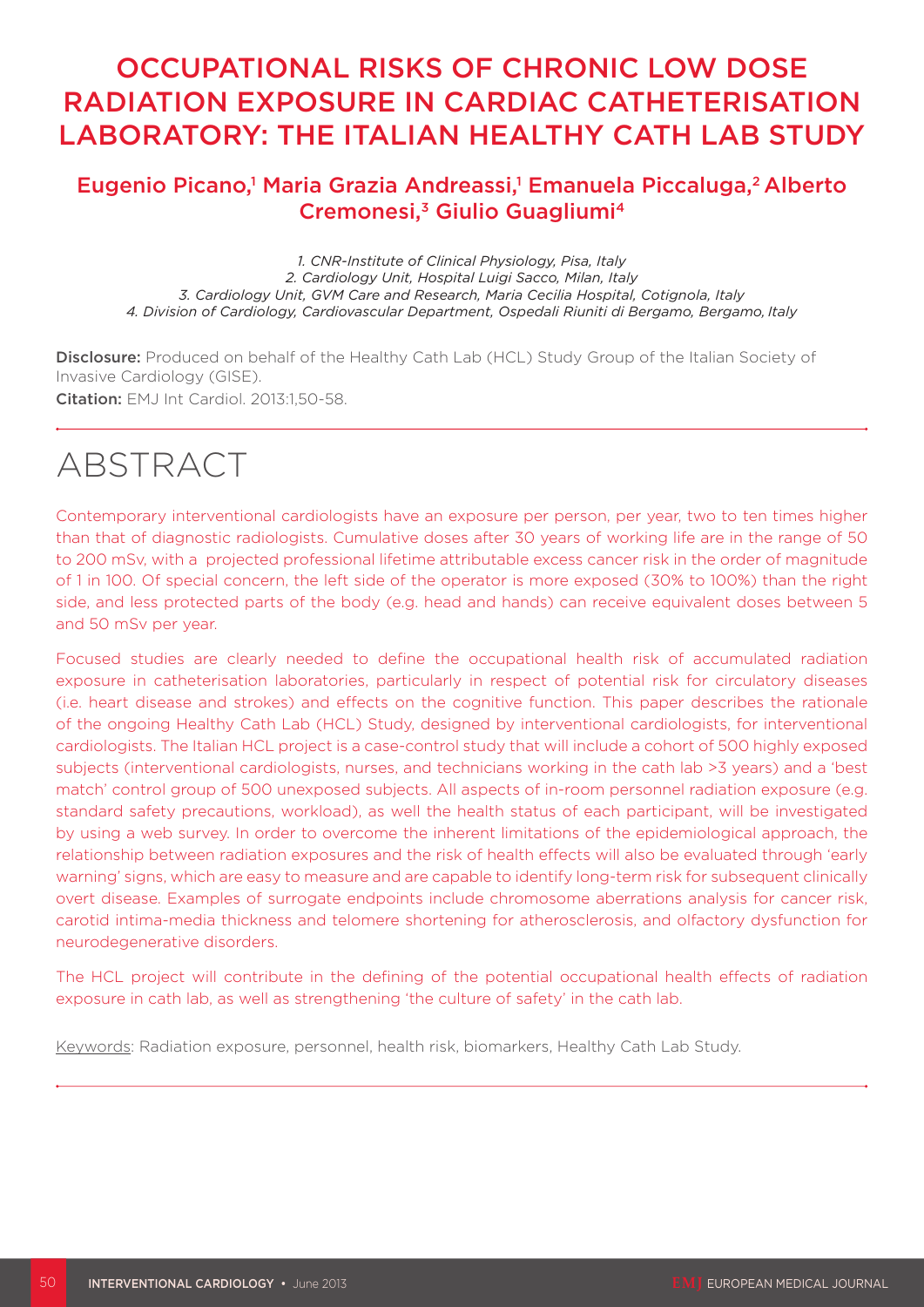# OCCUPATIONAL RISKS OF CHRONIC LOW DOSE RADIATION EXPOSURE IN CARDIAC CATHETERISATION LABORATORY: THE ITALIAN HEALTHY CATH LAB STUDY

**Eugenio Picano,[1] Maria Grazia Andreassi,[1] Emanuela Piccaluga,[2] Alberto Cremonesi,[3] Giulio Guagliumi[4]**

*1. CNR-Institute of Clinical Physiology, Pisa, Italy*
*2. Cardiology Unit, Hospital Luigi Sacco, Milan, Italy*
*3. Cardiology Unit, GVM Care and Research, Maria Cecilia Hospital, Cotignola, Italy*
*4. Division of Cardiology, Cardiovascular Department, Ospedali Riuniti di Bergamo, Bergamo, Italy*

**Disclosure:** Produced on behalf of the Healthy Cath Lab (HCL) Study Group of the Italian Society of Invasive Cardiology (GISE).

**Citation:** EMJ Int Cardiol. 2013:1,50-58.

## ABSTRACT

Contemporary interventional cardiologists have an exposure per person, per year, two to ten times higher than that of diagnostic radiologists. Cumulative doses after 30 years of working life are in the range of 50 to 200 mSv, with a projected professional lifetime attributable excess cancer risk in the order of magnitude of 1 in 100. Of special concern, the left side of the operator is more exposed (30% to 100%) than the right side, and less protected parts of the body (e.g. head and hands) can receive equivalent doses between 5 and 50 mSv per year.

Focused studies are clearly needed to define the occupational health risk of accumulated radiation exposure in catheterisation laboratories, particularly in respect of potential risk for circulatory diseases (i.e. heart disease and strokes) and effects on the cognitive function. This paper describes the rationale of the ongoing Healthy Cath Lab (HCL) Study, designed by interventional cardiologists, for interventional cardiologists. The Italian HCL project is a case-control study that will include a cohort of 500 highly exposed subjects (interventional cardiologists, nurses, and technicians working in the cath lab >3 years) and a 'best match' control group of 500 unexposed subjects. All aspects of in-room personnel radiation exposure (e.g. standard safety precautions, workload), as well the health status of each participant, will be investigated by using a web survey. In order to overcome the inherent limitations of the epidemiological approach, the relationship between radiation exposures and the risk of health effects will also be evaluated through 'early warning' signs, which are easy to measure and are capable to identify long-term risk for subsequent clinically overt disease. Examples of surrogate endpoints include chromosome aberrations analysis for cancer risk, carotid intima-media thickness and telomere shortening for atherosclerosis, and olfactory dysfunction for neurodegenerative disorders.

The HCL project will contribute in the defining of the potential occupational health effects of radiation exposure in cath lab, as well as strengthening 'the culture of safety' in the cath lab.

Keywords: Radiation exposure, personnel, health risk, biomarkers, Healthy Cath Lab Study.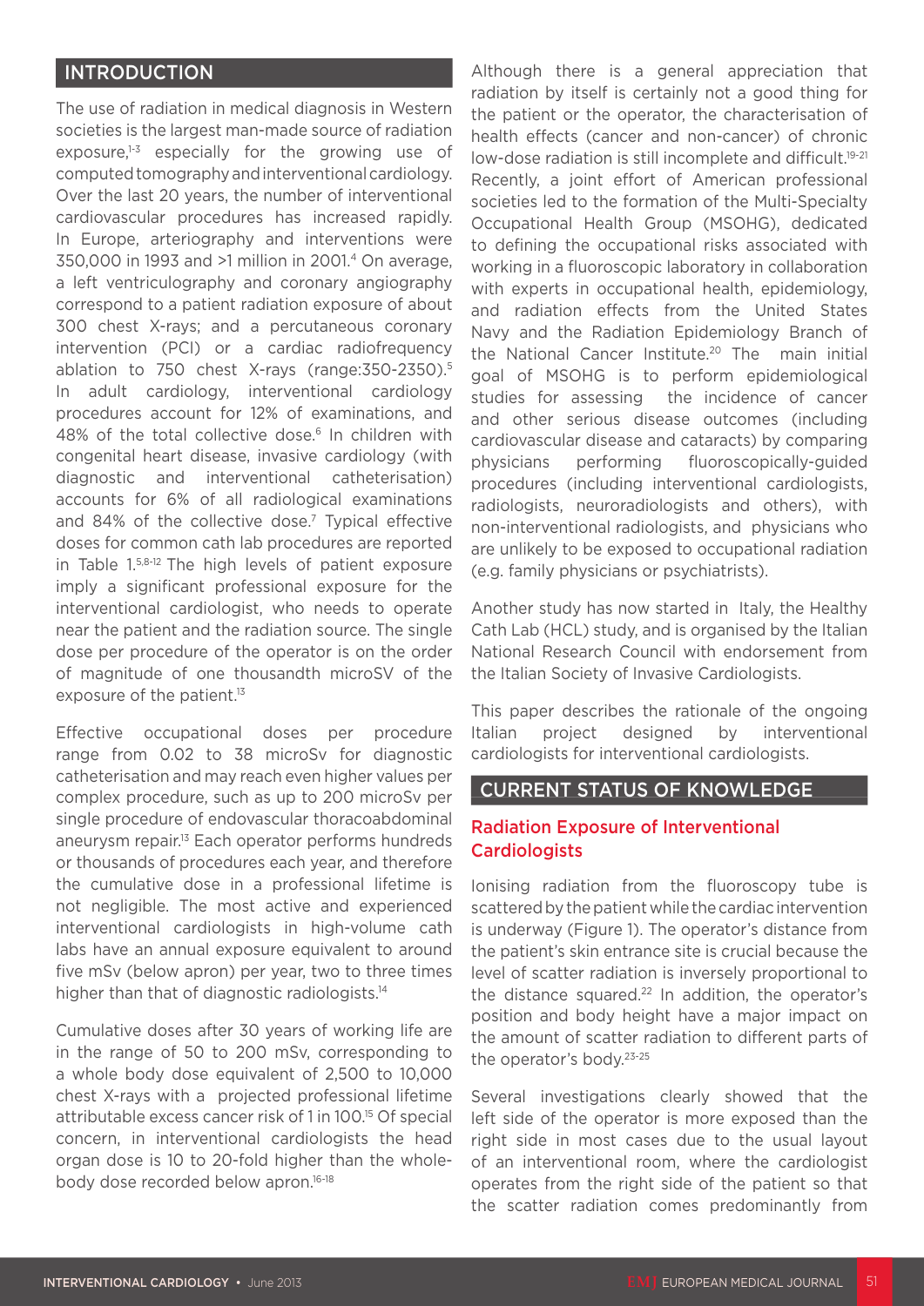## INTRODUCTION

The use of radiation in medical diagnosis in Western societies is the largest man-made source of radiation exposure,[1-3] especially for the growing use of computed tomography and interventional cardiology. Over the last 20 years, the number of interventional cardiovascular procedures has increased rapidly. In Europe, arteriography and interventions were 350,000 in 1993 and >1 million in 2001.[4] On average, a left ventriculography and coronary angiography correspond to a patient radiation exposure of about 300 chest X-rays; and a percutaneous coronary intervention (PCI) or a cardiac radiofrequency ablation to 750 chest X-rays (range:350-2350).[5] In adult cardiology, interventional cardiology procedures account for 12% of examinations, and 48% of the total collective dose.[6] In children with congenital heart disease, invasive cardiology (with diagnostic and interventional catheterisation) accounts for 6% of all radiological examinations and 84% of the collective dose.[7] Typical effective doses for common cath lab procedures are reported in Table 1.[5,8-12] The high levels of patient exposure imply a significant professional exposure for the interventional cardiologist, who needs to operate near the patient and the radiation source. The single dose per procedure of the operator is on the order of magnitude of one thousandth microSV of the exposure of the patient.[13]

Effective occupational doses per procedure range from 0.02 to 38 microSv for diagnostic catheterisation and may reach even higher values per complex procedure, such as up to 200 microSv per single procedure of endovascular thoracoabdominal aneurysm repair.[13] Each operator performs hundreds or thousands of procedures each year, and therefore the cumulative dose in a professional lifetime is not negligible. The most active and experienced interventional cardiologists in high-volume cath labs have an annual exposure equivalent to around five mSv (below apron) per year, two to three times higher than that of diagnostic radiologists.[14]

Cumulative doses after 30 years of working life are in the range of 50 to 200 mSv, corresponding to a whole body dose equivalent of 2,500 to 10,000 chest X-rays with a projected professional lifetime attributable excess cancer risk of 1 in 100.[15] Of special concern, in interventional cardiologists the head organ dose is 10 to 20-fold higher than the whole-body dose recorded below apron.[16-18]

Although there is a general appreciation that radiation by itself is certainly not a good thing for the patient or the operator, the characterisation of health effects (cancer and non-cancer) of chronic low-dose radiation is still incomplete and difficult.[19-21] Recently, a joint effort of American professional societies led to the formation of the Multi-Specialty Occupational Health Group (MSOHG), dedicated to defining the occupational risks associated with working in a fluoroscopic laboratory in collaboration with experts in occupational health, epidemiology, and radiation effects from the United States Navy and the Radiation Epidemiology Branch of the National Cancer Institute.[20] The main initial goal of MSOHG is to perform epidemiological studies for assessing the incidence of cancer and other serious disease outcomes (including cardiovascular disease and cataracts) by comparing physicians performing fluoroscopically-guided procedures (including interventional cardiologists, radiologists, neuroradiologists and others), with non-interventional radiologists, and physicians who are unlikely to be exposed to occupational radiation (e.g. family physicians or psychiatrists).

Another study has now started in Italy, the Healthy Cath Lab (HCL) study, and is organised by the Italian National Research Council with endorsement from the Italian Society of Invasive Cardiologists.

This paper describes the rationale of the ongoing Italian project designed by interventional cardiologists for interventional cardiologists.

## CURRENT STATUS OF KNOWLEDGE

### Radiation Exposure of Interventional Cardiologists

Ionising radiation from the fluoroscopy tube is scattered by the patient while the cardiac intervention is underway (Figure 1). The operator's distance from the patient's skin entrance site is crucial because the level of scatter radiation is inversely proportional to the distance squared.[22] In addition, the operator's position and body height have a major impact on the amount of scatter radiation to different parts of the operator's body.[23-25]

Several investigations clearly showed that the left side of the operator is more exposed than the right side in most cases due to the usual layout of an interventional room, where the cardiologist operates from the right side of the patient so that the scatter radiation comes predominantly from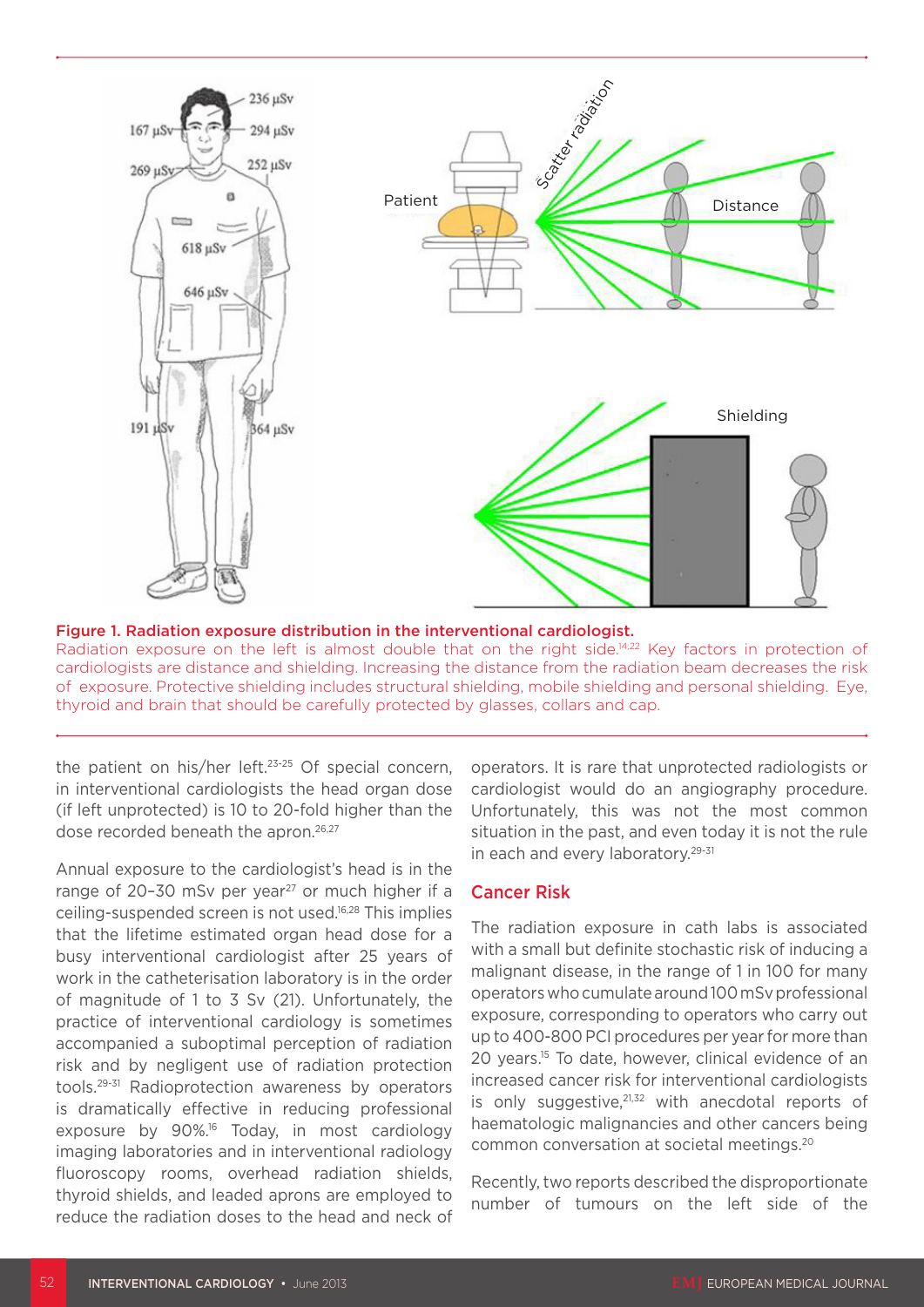**Figure 1. Radiation exposure distribution in the interventional cardiologist.**
Radiation exposure on the left is almost double that on the right side.[14,22] Key factors in protection of cardiologists are distance and shielding. Increasing the distance from the radiation beam decreases the risk of exposure. Protective shielding includes structural shielding, mobile shielding and personal shielding. Eye, thyroid and brain that should be carefully protected by glasses, collars and cap.

the patient on his/her left.[23-25] Of special concern, in interventional cardiologists the head organ dose (if left unprotected) is 10 to 20-fold higher than the dose recorded beneath the apron.[26,27]

Annual exposure to the cardiologist's head is in the range of 20–30 mSv per year[27] or much higher if a ceiling-suspended screen is not used.[16,28] This implies that the lifetime estimated organ head dose for a busy interventional cardiologist after 25 years of work in the catheterisation laboratory is in the order of magnitude of 1 to 3 Sv (21). Unfortunately, the practice of interventional cardiology is sometimes accompanied a suboptimal perception of radiation risk and by negligent use of radiation protection tools.[29-31] Radioprotection awareness by operators is dramatically effective in reducing professional exposure by 90%.[16] Today, in most cardiology imaging laboratories and in interventional radiology fluoroscopy rooms, overhead radiation shields, thyroid shields, and leaded aprons are employed to reduce the radiation doses to the head and neck of operators. It is rare that unprotected radiologists or cardiologist would do an angiography procedure. Unfortunately, this was not the most common situation in the past, and even today it is not the rule in each and every laboratory.[29-31]

## Cancer Risk

The radiation exposure in cath labs is associated with a small but definite stochastic risk of inducing a malignant disease, in the range of 1 in 100 for many operators who cumulate around 100 mSv professional exposure, corresponding to operators who carry out up to 400-800 PCI procedures per year for more than 20 years.[15] To date, however, clinical evidence of an increased cancer risk for interventional cardiologists is only suggestive,[21,32] with anecdotal reports of haematologic malignancies and other cancers being common conversation at societal meetings.[20]

Recently, two reports described the disproportionate number of tumours on the left side of the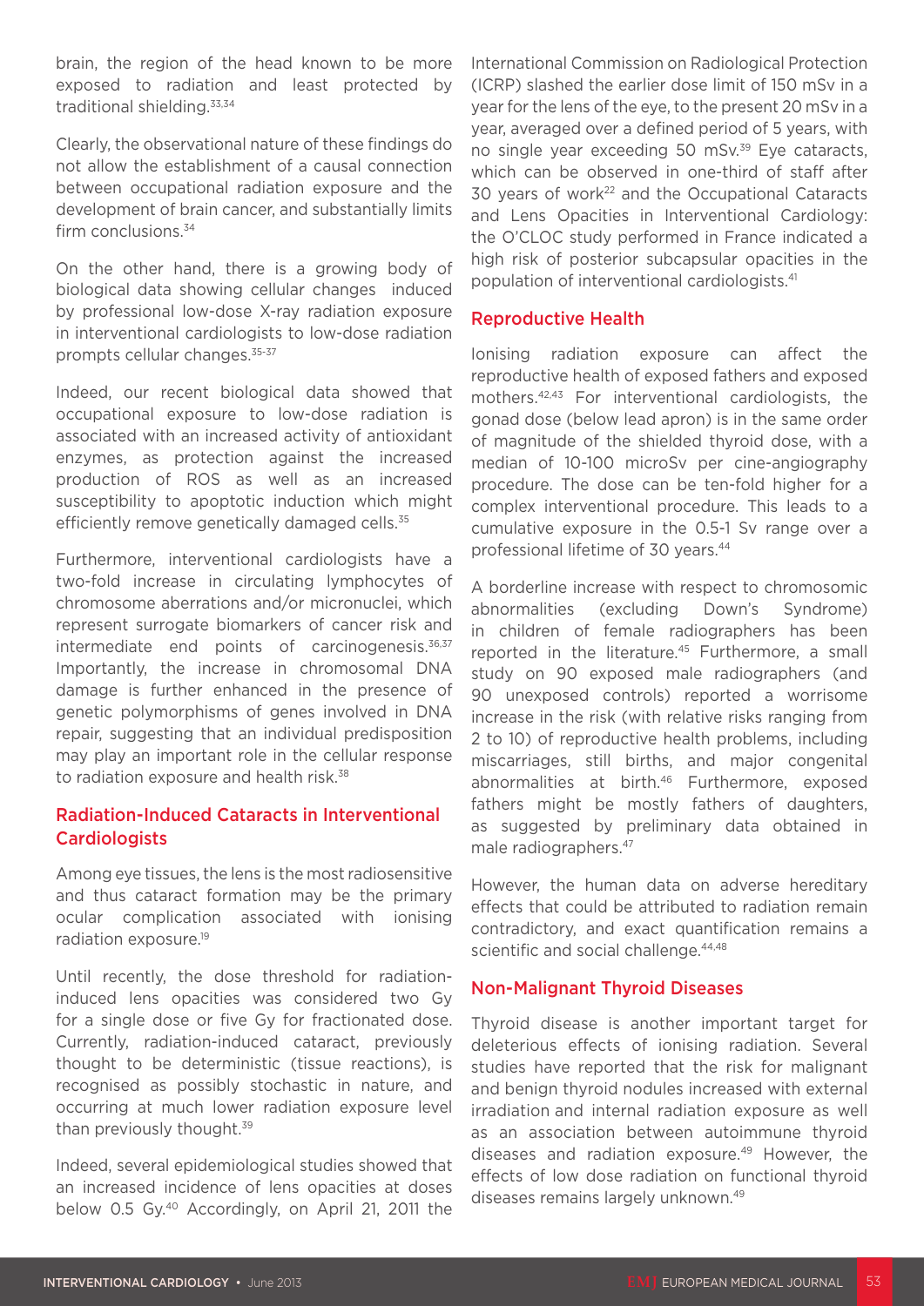brain, the region of the head known to be more exposed to radiation and least protected by traditional shielding.[33,34]

Clearly, the observational nature of these findings do not allow the establishment of a causal connection between occupational radiation exposure and the development of brain cancer, and substantially limits firm conclusions.[34]

On the other hand, there is a growing body of biological data showing cellular changes induced by professional low-dose X-ray radiation exposure in interventional cardiologists to low-dose radiation prompts cellular changes.[35-37]

Indeed, our recent biological data showed that occupational exposure to low-dose radiation is associated with an increased activity of antioxidant enzymes, as protection against the increased production of ROS as well as an increased susceptibility to apoptotic induction which might efficiently remove genetically damaged cells.[35]

Furthermore, interventional cardiologists have a two-fold increase in circulating lymphocytes of chromosome aberrations and/or micronuclei, which represent surrogate biomarkers of cancer risk and intermediate end points of carcinogenesis.[36,37] Importantly, the increase in chromosomal DNA damage is further enhanced in the presence of genetic polymorphisms of genes involved in DNA repair, suggesting that an individual predisposition may play an important role in the cellular response to radiation exposure and health risk.[38]

## Radiation-Induced Cataracts in Interventional Cardiologists

Among eye tissues, the lens is the most radiosensitive and thus cataract formation may be the primary ocular complication associated with ionising radiation exposure.[19]

Until recently, the dose threshold for radiation-induced lens opacities was considered two Gy for a single dose or five Gy for fractionated dose. Currently, radiation-induced cataract, previously thought to be deterministic (tissue reactions), is recognised as possibly stochastic in nature, and occurring at much lower radiation exposure level than previously thought.[39]

Indeed, several epidemiological studies showed that an increased incidence of lens opacities at doses below 0.5 Gy.[40] Accordingly, on April 21, 2011 the International Commission on Radiological Protection (ICRP) slashed the earlier dose limit of 150 mSv in a year for the lens of the eye, to the present 20 mSv in a year, averaged over a defined period of 5 years, with no single year exceeding 50 mSv.[39] Eye cataracts, which can be observed in one-third of staff after 30 years of work[22] and the Occupational Cataracts and Lens Opacities in Interventional Cardiology: the O'CLOC study performed in France indicated a high risk of posterior subcapsular opacities in the population of interventional cardiologists.[41]

## Reproductive Health

Ionising radiation exposure can affect the reproductive health of exposed fathers and exposed mothers.[42,43] For interventional cardiologists, the gonad dose (below lead apron) is in the same order of magnitude of the shielded thyroid dose, with a median of 10-100 microSv per cine-angiography procedure. The dose can be ten-fold higher for a complex interventional procedure. This leads to a cumulative exposure in the 0.5-1 Sv range over a professional lifetime of 30 years.[44]

A borderline increase with respect to chromosomic abnormalities (excluding Down's Syndrome) in children of female radiographers has been reported in the literature.[45] Furthermore, a small study on 90 exposed male radiographers (and 90 unexposed controls) reported a worrisome increase in the risk (with relative risks ranging from 2 to 10) of reproductive health problems, including miscarriages, still births, and major congenital abnormalities at birth.[46] Furthermore, exposed fathers might be mostly fathers of daughters, as suggested by preliminary data obtained in male radiographers.[47]

However, the human data on adverse hereditary effects that could be attributed to radiation remain contradictory, and exact quantification remains a scientific and social challenge.[44,48]

## Non-Malignant Thyroid Diseases

Thyroid disease is another important target for deleterious effects of ionising radiation. Several studies have reported that the risk for malignant and benign thyroid nodules increased with external irradiation and internal radiation exposure as well as an association between autoimmune thyroid diseases and radiation exposure.[49] However, the effects of low dose radiation on functional thyroid diseases remains largely unknown.[49]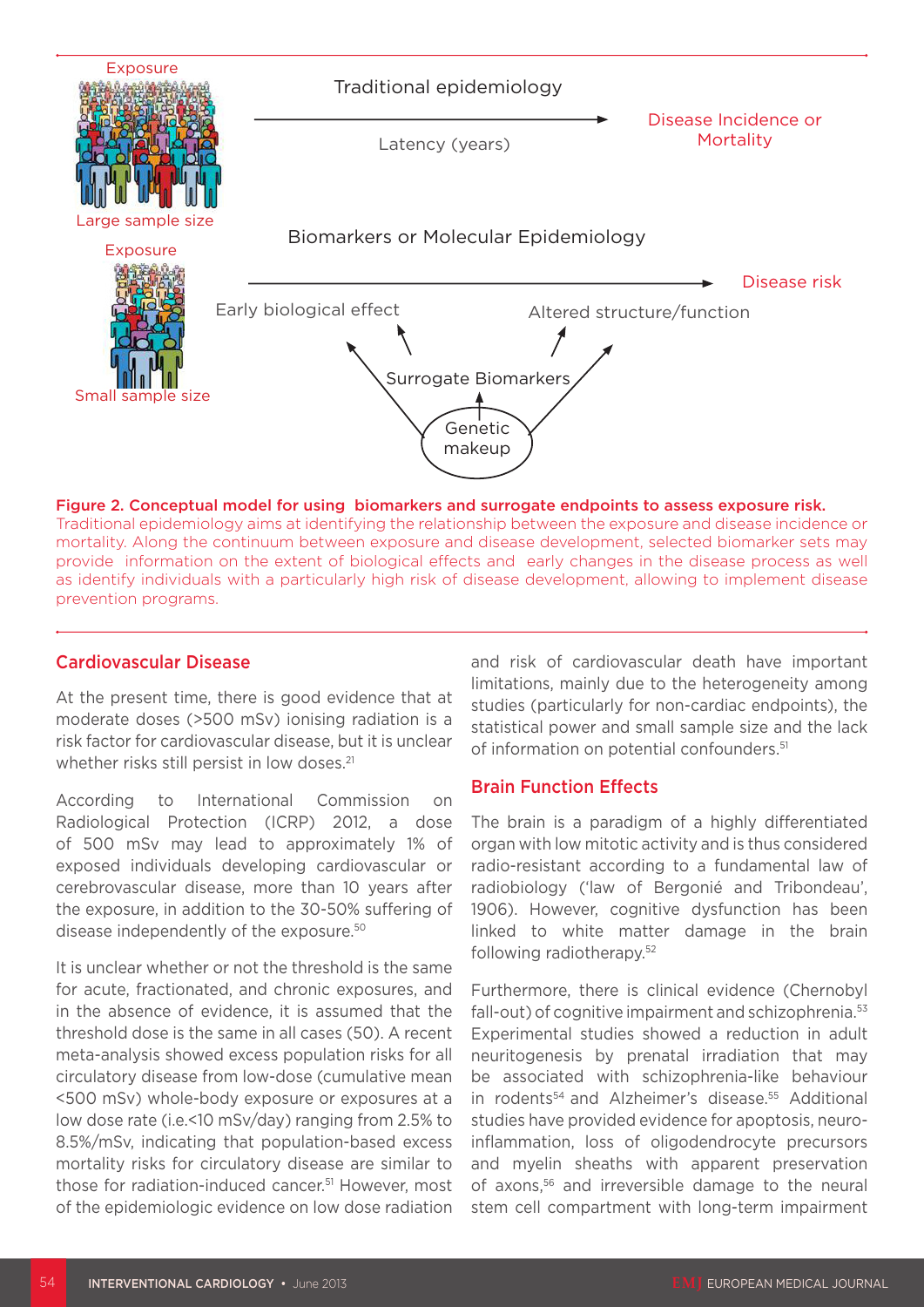Exposure

Large sample size

Traditional epidemiology

Latency (years)

Disease Incidence or Mortality

Exposure

Small sample size

Biomarkers or Molecular Epidemiology

Disease risk

Early biological effect

Altered structure/function

Surrogate Biomarkers

Genetic makeup

**Figure 2. Conceptual model for using biomarkers and surrogate endpoints to assess exposure risk.**
Traditional epidemiology aims at identifying the relationship between the exposure and disease incidence or mortality. Along the continuum between exposure and disease development, selected biomarker sets may provide information on the extent of biological effects and early changes in the disease process as well as identify individuals with a particularly high risk of disease development, allowing to implement disease prevention programs.

## Cardiovascular Disease

At the present time, there is good evidence that at moderate doses (>500 mSv) ionising radiation is a risk factor for cardiovascular disease, but it is unclear whether risks still persist in low doses.[21]

According to International Commission on Radiological Protection (ICRP) 2012, a dose of 500 mSv may lead to approximately 1% of exposed individuals developing cardiovascular or cerebrovascular disease, more than 10 years after the exposure, in addition to the 30-50% suffering of disease independently of the exposure.[50]

It is unclear whether or not the threshold is the same for acute, fractionated, and chronic exposures, and in the absence of evidence, it is assumed that the threshold dose is the same in all cases (50). A recent meta-analysis showed excess population risks for all circulatory disease from low-dose (cumulative mean <500 mSv) whole-body exposure or exposures at a low dose rate (i.e.<10 mSv/day) ranging from 2.5% to 8.5%/mSv, indicating that population-based excess mortality risks for circulatory disease are similar to those for radiation-induced cancer.[51] However, most of the epidemiologic evidence on low dose radiation and risk of cardiovascular death have important limitations, mainly due to the heterogeneity among studies (particularly for non-cardiac endpoints), the statistical power and small sample size and the lack of information on potential confounders.[51]

## Brain Function Effects

The brain is a paradigm of a highly differentiated organ with low mitotic activity and is thus considered radio-resistant according to a fundamental law of radiobiology ('law of Bergonié and Tribondeau', 1906). However, cognitive dysfunction has been linked to white matter damage in the brain following radiotherapy.[52]

Furthermore, there is clinical evidence (Chernobyl fall-out) of cognitive impairment and schizophrenia.[53] Experimental studies showed a reduction in adult neuritogenesis by prenatal irradiation that may be associated with schizophrenia-like behaviour in rodents[54] and Alzheimer's disease.[55] Additional studies have provided evidence for apoptosis, neuro-inflammation, loss of oligodendrocyte precursors and myelin sheaths with apparent preservation of axons,[56] and irreversible damage to the neural stem cell compartment with long-term impairment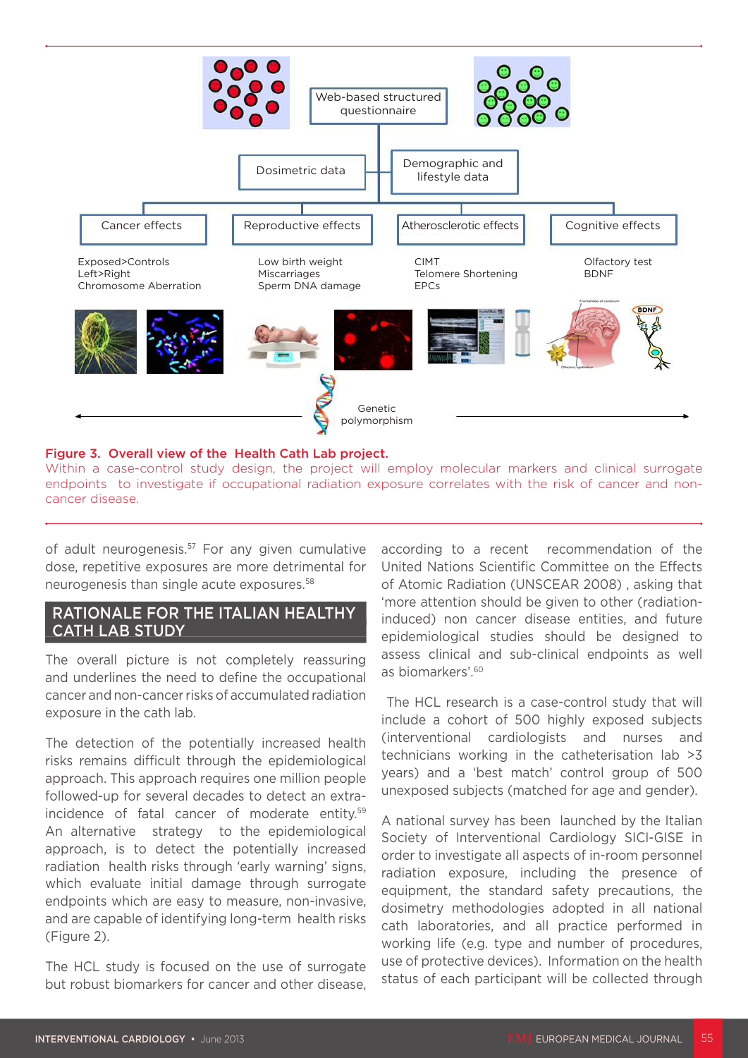Web-based structured questionnaire

Dosimetric data

Demographic and lifestyle data

| Cancer effects | Reproductive effects | Atherosclerotic effects | Cognitive effects |
|---|---|---|---|
| Exposed>Controls<br>Left>Right<br>Chromosome Aberration | Low birth weight<br>Miscarriages<br>Sperm DNA damage | CIMT<br>Telomere Shortening<br>EPCs | Olfactory test<br>BDNF |

Genetic polymorphism

**Figure 3. Overall view of the Health Cath Lab project.**
Within a case-control study design, the project will employ molecular markers and clinical surrogate endpoints to investigate if occupational radiation exposure correlates with the risk of cancer and non-cancer disease.

of adult neurogenesis.[57] For any given cumulative dose, repetitive exposures are more detrimental for neurogenesis than single acute exposures.[58]

## RATIONALE FOR THE ITALIAN HEALTHY CATH LAB STUDY

The overall picture is not completely reassuring and underlines the need to define the occupational cancer and non-cancer risks of accumulated radiation exposure in the cath lab.

The detection of the potentially increased health risks remains difficult through the epidemiological approach. This approach requires one million people followed-up for several decades to detect an extra-incidence of fatal cancer of moderate entity.[59] An alternative strategy to the epidemiological approach, is to detect the potentially increased radiation health risks through 'early warning' signs, which evaluate initial damage through surrogate endpoints which are easy to measure, non-invasive, and are capable of identifying long-term health risks (Figure 2).

The HCL study is focused on the use of surrogate but robust biomarkers for cancer and other disease, according to a recent recommendation of the United Nations Scientific Committee on the Effects of Atomic Radiation (UNSCEAR 2008) , asking that 'more attention should be given to other (radiation-induced) non cancer disease entities, and future epidemiological studies should be designed to assess clinical and sub-clinical endpoints as well as biomarkers'.[60]

The HCL research is a case-control study that will include a cohort of 500 highly exposed subjects (interventional cardiologists and nurses and technicians working in the catheterisation lab >3 years) and a 'best match' control group of 500 unexposed subjects (matched for age and gender).

A national survey has been launched by the Italian Society of Interventional Cardiology SICI-GISE in order to investigate all aspects of in-room personnel radiation exposure, including the presence of equipment, the standard safety precautions, the dosimetry methodologies adopted in all national cath laboratories, and all practice performed in working life (e.g. type and number of procedures, use of protective devices). Information on the health status of each participant will be collected through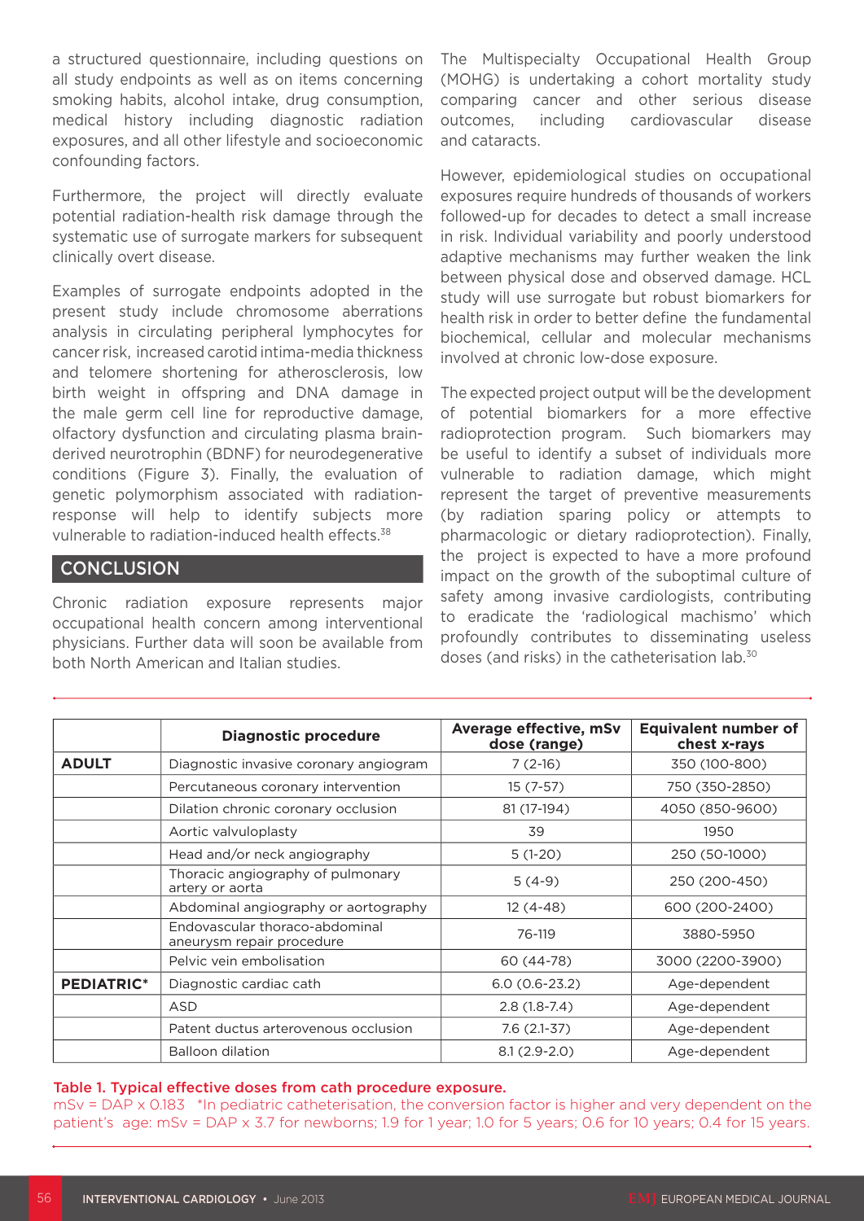a structured questionnaire, including questions on all study endpoints as well as on items concerning smoking habits, alcohol intake, drug consumption, medical history including diagnostic radiation exposures, and all other lifestyle and socioeconomic confounding factors.

Furthermore, the project will directly evaluate potential radiation-health risk damage through the systematic use of surrogate markers for subsequent clinically overt disease.

Examples of surrogate endpoints adopted in the present study include chromosome aberrations analysis in circulating peripheral lymphocytes for cancer risk, increased carotid intima-media thickness and telomere shortening for atherosclerosis, low birth weight in offspring and DNA damage in the male germ cell line for reproductive damage, olfactory dysfunction and circulating plasma brain-derived neurotrophin (BDNF) for neurodegenerative conditions (Figure 3). Finally, the evaluation of genetic polymorphism associated with radiation-response will help to identify subjects more vulnerable to radiation-induced health effects.[38]

## CONCLUSION

Chronic radiation exposure represents major occupational health concern among interventional physicians. Further data will soon be available from both North American and Italian studies.

The Multispecialty Occupational Health Group (MOHG) is undertaking a cohort mortality study comparing cancer and other serious disease outcomes, including cardiovascular disease and cataracts.

However, epidemiological studies on occupational exposures require hundreds of thousands of workers followed-up for decades to detect a small increase in risk. Individual variability and poorly understood adaptive mechanisms may further weaken the link between physical dose and observed damage. HCL study will use surrogate but robust biomarkers for health risk in order to better define the fundamental biochemical, cellular and molecular mechanisms involved at chronic low-dose exposure.

The expected project output will be the development of potential biomarkers for a more effective radioprotection program. Such biomarkers may be useful to identify a subset of individuals more vulnerable to radiation damage, which might represent the target of preventive measurements (by radiation sparing policy or attempts to pharmacologic or dietary radioprotection). Finally, the project is expected to have a more profound impact on the growth of the suboptimal culture of safety among invasive cardiologists, contributing to eradicate the 'radiological machismo' which profoundly contributes to disseminating useless doses (and risks) in the catheterisation lab.[30]

| | Diagnostic procedure | Average effective, mSv dose (range) | Equivalent number of chest x-rays |
|---|---|---|---|
| **ADULT** | Diagnostic invasive coronary angiogram | 7 (2-16) | 350 (100-800) |
| | Percutaneous coronary intervention | 15 (7-57) | 750 (350-2850) |
| | Dilation chronic coronary occlusion | 81 (17-194) | 4050 (850-9600) |
| | Aortic valvuloplasty | 39 | 1950 |
| | Head and/or neck angiography | 5 (1-20) | 250 (50-1000) |
| | Thoracic angiography of pulmonary artery or aorta | 5 (4-9) | 250 (200-450) |
| | Abdominal angiography or aortography | 12 (4-48) | 600 (200-2400) |
| | Endovascular thoraco-abdominal aneurysm repair procedure | 76-119 | 3880-5950 |
| | Pelvic vein embolisation | 60 (44-78) | 3000 (2200-3900) |
| **PEDIATRIC*** | Diagnostic cardiac cath | 6.0 (0.6-23.2) | Age-dependent |
| | ASD | 2.8 (1.8-7.4) | Age-dependent |
| | Patent ductus arterovenous occlusion | 7.6 (2.1-37) | Age-dependent |
| | Balloon dilation | 8.1 (2.9-2.0) | Age-dependent |

**Table 1. Typical effective doses from cath procedure exposure.**
mSv = DAP x 0.183 *In pediatric catheterisation, the conversion factor is higher and very dependent on the patient's age: mSv = DAP x 3.7 for newborns; 1.9 for 1 year; 1.0 for 5 years; 0.6 for 10 years; 0.4 for 15 years.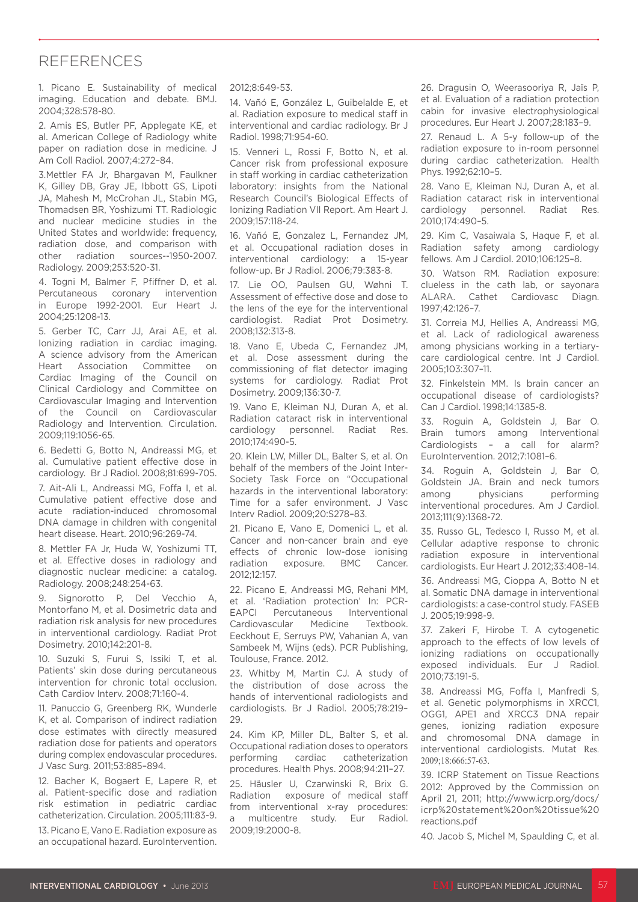# REFERENCES

1. Picano E. Sustainability of medical imaging. Education and debate. BMJ. 2004;328:578-80.

2. Amis ES, Butler PF, Applegate KE, et al. American College of Radiology white paper on radiation dose in medicine. J Am Coll Radiol. 2007;4:272–84.

3.Mettler FA Jr, Bhargavan M, Faulkner K, Gilley DB, Gray JE, Ibbott GS, Lipoti JA, Mahesh M, McCrohan JL, Stabin MG, Thomadsen BR, Yoshizumi TT. Radiologic and nuclear medicine studies in the United States and worldwide: frequency, radiation dose, and comparison with other radiation sources--1950-2007. Radiology. 2009;253:520-31.

4. Togni M, Balmer F, Pfiffner D, et al. Percutaneous coronary intervention in Europe 1992-2001. Eur Heart J. 2004;25:1208-13.

5. Gerber TC, Carr JJ, Arai AE, et al. Ionizing radiation in cardiac imaging. A science advisory from the American Heart Association Committee on Cardiac Imaging of the Council on Clinical Cardiology and Committee on Cardiovascular Imaging and Intervention of the Council on Cardiovascular Radiology and Intervention. Circulation. 2009;119:1056-65.

6. Bedetti G, Botto N, Andreassi MG, et al. Cumulative patient effective dose in cardiology. Br J Radiol. 2008;81:699-705.

7. Ait-Ali L, Andreassi MG, Foffa I, et al. Cumulative patient effective dose and acute radiation-induced chromosomal DNA damage in children with congenital heart disease. Heart. 2010;96:269-74.

8. Mettler FA Jr, Huda W, Yoshizumi TT, et al. Effective doses in radiology and diagnostic nuclear medicine: a catalog. Radiology. 2008;248:254-63.

9. Signorotto P, Del Vecchio A, Montorfano M, et al. Dosimetric data and radiation risk analysis for new procedures in interventional cardiology. Radiat Prot Dosimetry. 2010;142:201-8.

10. Suzuki S, Furui S, Issiki T, et al. Patients' skin dose during percutaneous intervention for chronic total occlusion. Cath Cardiov Interv. 2008;71:160-4.

11. Panuccio G, Greenberg RK, Wunderle K, et al. Comparison of indirect radiation dose estimates with directly measured radiation dose for patients and operators during complex endovascular procedures. J Vasc Surg. 2011;53:885–894.

12. Bacher K, Bogaert E, Lapere R, et al. Patient-specific dose and radiation risk estimation in pediatric cardiac catheterization. Circulation. 2005;111:83-9.

13. Picano E, Vano E. Radiation exposure as an occupational hazard. EuroIntervention. 2012;8:649-53.

14. Vañó E, González L, Guibelalde E, et al. Radiation exposure to medical staff in interventional and cardiac radiology. Br J Radiol. 1998;71:954-60.

15. Venneri L, Rossi F, Botto N, et al. Cancer risk from professional exposure in staff working in cardiac catheterization laboratory: insights from the National Research Council's Biological Effects of Ionizing Radiation VII Report. Am Heart J. 2009;157:118-24.

16. Vañó E, Gonzalez L, Fernandez JM, et al. Occupational radiation doses in interventional cardiology: a 15-year follow-up. Br J Radiol. 2006;79:383-8.

17. Lie OO, Paulsen GU, Wøhni T. Assessment of effective dose and dose to the lens of the eye for the interventional cardiologist. Radiat Prot Dosimetry. 2008;132:313-8.

18. Vano E, Ubeda C, Fernandez JM, et al. Dose assessment during the commissioning of flat detector imaging systems for cardiology. Radiat Prot Dosimetry. 2009;136:30-7.

19. Vano E, Kleiman NJ, Duran A, et al. Radiation cataract risk in interventional cardiology personnel. Radiat Res. 2010;174:490-5.

20. Klein LW, Miller DL, Balter S, et al. On behalf of the members of the Joint Inter-Society Task Force on "Occupational hazards in the interventional laboratory: Time for a safer environment. J Vasc Interv Radiol. 2009;20:S278–83.

21. Picano E, Vano E, Domenici L, et al. Cancer and non-cancer brain and eye effects of chronic low-dose ionising radiation exposure. BMC Cancer. 2012;12:157.

22. Picano E, Andreassi MG, Rehani MM, et al. 'Radiation protection' In: PCR-EAPCI Percutaneous Interventional Cardiovascular Medicine Textbook. Eeckhout E, Serruys PW, Vahanian A, van Sambeek M, Wijns (eds). PCR Publishing, Toulouse, France. 2012.

23. Whitby M, Martin CJ. A study of the distribution of dose across the hands of interventional radiologists and cardiologists. Br J Radiol. 2005;78:219–29.

24. Kim KP, Miller DL, Balter S, et al. Occupational radiation doses to operators performing cardiac catheterization procedures. Health Phys. 2008;94:211–27.

25. Häusler U, Czarwinski R, Brix G. Radiation exposure of medical staff from interventional x-ray procedures: a multicentre study. Eur Radiol. 2009;19:2000-8.

26. Dragusin O, Weerasooriya R, Jaïs P, et al. Evaluation of a radiation protection cabin for invasive electrophysiological procedures. Eur Heart J. 2007;28:183–9.

27. Renaud L. A 5-y follow-up of the radiation exposure to in-room personnel during cardiac catheterization. Health Phys. 1992;62:10–5.

28. Vano E, Kleiman NJ, Duran A, et al. Radiation cataract risk in interventional cardiology personnel. Radiat Res. 2010;174:490–5.

29. Kim C, Vasaiwala S, Haque F, et al. Radiation safety among cardiology fellows. Am J Cardiol. 2010;106:125–8.

30. Watson RM. Radiation exposure: clueless in the cath lab, or sayonara ALARA. Cathet Cardiovasc Diagn. 1997;42:126–7.

31. Correia MJ, Hellies A, Andreassi MG, et al. Lack of radiological awareness among physicians working in a tertiary-care cardiological centre. Int J Cardiol. 2005;103:307–11.

32. Finkelstein MM. Is brain cancer an occupational disease of cardiologists? Can J Cardiol. 1998;14:1385-8.

33. Roguin A, Goldstein J, Bar O. Brain tumors among Interventional Cardiologists – a call for alarm? EuroIntervention. 2012;7:1081–6.

34. Roguin A, Goldstein J, Bar O, Goldstein JA. Brain and neck tumors among physicians performing interventional procedures. Am J Cardiol. 2013;111(9):1368-72.

35. Russo GL, Tedesco I, Russo M, et al. Cellular adaptive response to chronic radiation exposure in interventional cardiologists. Eur Heart J. 2012;33:408–14.

36. Andreassi MG, Cioppa A, Botto N et al. Somatic DNA damage in interventional cardiologists: a case-control study. FASEB J. 2005;19:998-9.

37. Zakeri F, Hirobe T. A cytogenetic approach to the effects of low levels of ionizing radiations on occupationally exposed individuals. Eur J Radiol. 2010;73:191-5.

38. Andreassi MG, Foffa I, Manfredi S, et al. Genetic polymorphisms in XRCC1, OGG1, APE1 and XRCC3 DNA repair genes, ionizing radiation exposure and chromosomal DNA damage in interventional cardiologists. Mutat Res. 2009;18:666:57-63.

39. ICRP Statement on Tissue Reactions 2012: Approved by the Commission on April 21, 2011; http://www.icrp.org/docs/icrp%20statement%20on%20tissue%20reactions.pdf

40. Jacob S, Michel M, Spaulding C, et al.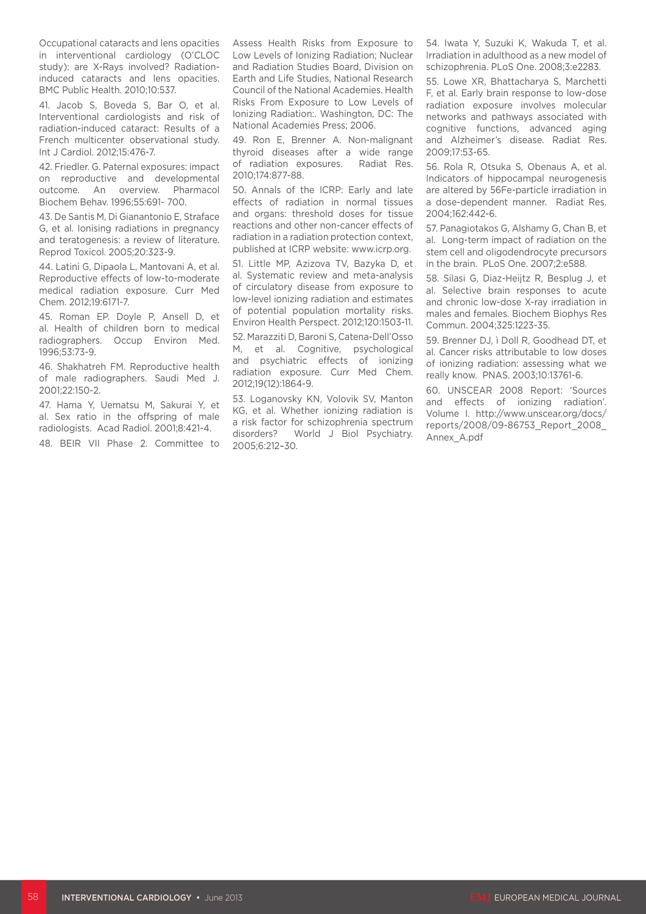Occupational cataracts and lens opacities in interventional cardiology (O'CLOC study): are X-Rays involved? Radiation-induced cataracts and lens opacities. BMC Public Health. 2010;10:537.

41. Jacob S, Boveda S, Bar O, et al. Interventional cardiologists and risk of radiation-induced cataract: Results of a French multicenter observational study. Int J Cardiol. 2012;15:476-7.

42. Friedler. G. Paternal exposures: impact on reproductive and developmental outcome. An overview. Pharmacol Biochem Behav. 1996;55:691- 700.

43. De Santis M, Di Gianantonio E, Straface G, et al. Ionising radiations in pregnancy and teratogenesis: a review of literature. Reprod Toxicol. 2005;20:323-9.

44. Latini G, Dipaola L, Mantovani A, et al. Reproductive effects of low-to-moderate medical radiation exposure. Curr Med Chem. 2012;19:6171-7.

45. Roman EP. Doyle P, Ansell D, et al. Health of children born to medical radiographers. Occup Environ Med. 1996;53:73-9.

46. Shakhatreh FM. Reproductive health of male radiographers. Saudi Med J. 2001;22:150-2.

47. Hama Y, Uematsu M, Sakurai Y, et al. Sex ratio in the offspring of male radiologists. Acad Radiol. 2001;8:421-4.

48. BEIR VII Phase 2. Committee to Assess Health Risks from Exposure to Low Levels of Ionizing Radiation; Nuclear and Radiation Studies Board, Division on Earth and Life Studies, National Research Council of the National Academies. Health Risks From Exposure to Low Levels of Ionizing Radiation:. Washington, DC: The National Academies Press; 2006.

49. Ron E, Brenner A. Non-malignant thyroid diseases after a wide range of radiation exposures. Radiat Res. 2010;174:877-88.

50. Annals of the ICRP: Early and late effects of radiation in normal tissues and organs: threshold doses for tissue reactions and other non-cancer effects of radiation in a radiation protection context, published at ICRP website: www.icrp.org.

51. Little MP, Azizova TV, Bazyka D, et al. Systematic review and meta-analysis of circulatory disease from exposure to low-level ionizing radiation and estimates of potential population mortality risks. Environ Health Perspect. 2012;120:1503-11.

52. Marazziti D, Baroni S, Catena-Dell'Osso M, et al. Cognitive, psychological and psychiatric effects of ionizing radiation exposure. Curr Med Chem. 2012;19(12):1864-9.

53. Loganovsky KN, Volovik SV, Manton KG, et al. Whether ionizing radiation is a risk factor for schizophrenia spectrum disorders? World J Biol Psychiatry. 2005;6:212–30.

54. Iwata Y, Suzuki K, Wakuda T, et al. Irradiation in adulthood as a new model of schizophrenia. PLoS One. 2008;3:e2283.

55. Lowe XR, Bhattacharya S, Marchetti F, et al. Early brain response to low-dose radiation exposure involves molecular networks and pathways associated with cognitive functions, advanced aging and Alzheimer's disease. Radiat Res. 2009;17:53-65.

56. Rola R, Otsuka S, Obenaus A, et al. Indicators of hippocampal neurogenesis are altered by 56Fe-particle irradiation in a dose-dependent manner. Radiat Res. 2004;162:442-6.

57. Panagiotakos G, Alshamy G, Chan B, et al. Long-term impact of radiation on the stem cell and oligodendrocyte precursors in the brain. PLoS One. 2007;2:e588.

58. Silasi G, Diaz-Heijtz R, Besplug J, et al. Selective brain responses to acute and chronic low-dose X-ray irradiation in males and females. Biochem Biophys Res Commun. 2004;325:1223-35.

59. Brenner DJ, ì Doll R, Goodhead DT, et al. Cancer risks attributable to low doses of ionizing radiation: assessing what we really know. PNAS. 2003;10:13761-6.

60. UNSCEAR 2008 Report: 'Sources and effects of ionizing radiation'. Volume I. http://www.unscear.org/docs/reports/2008/09-86753_Report_2008_Annex_A.pdf